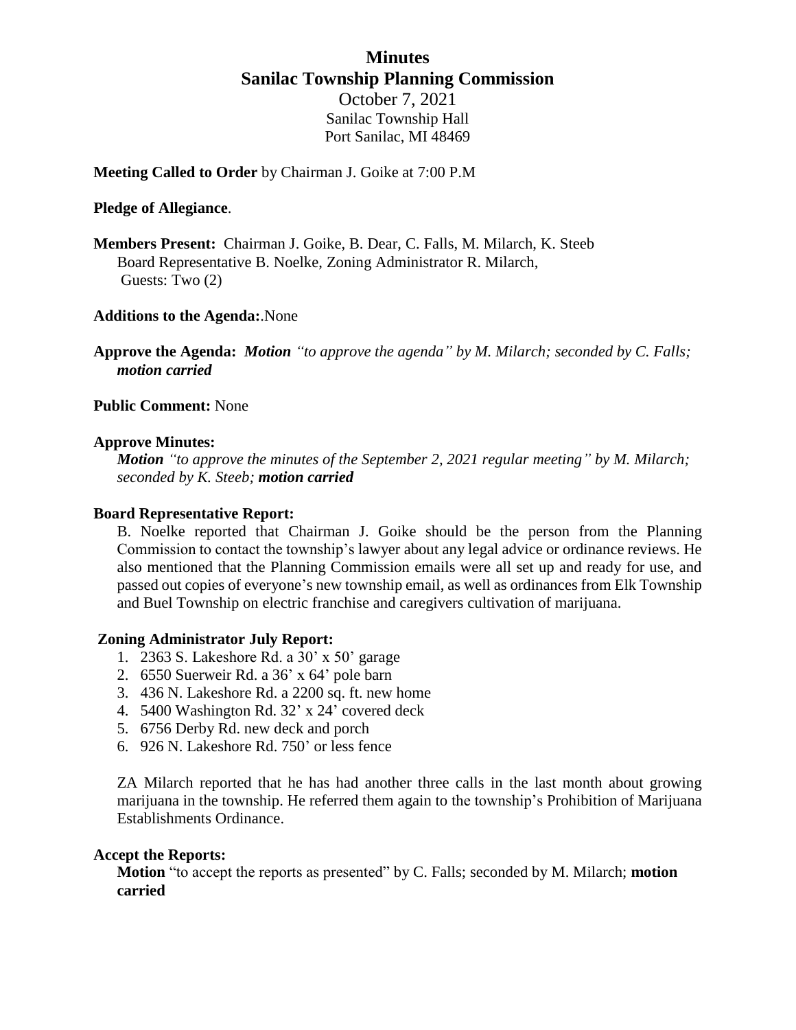# Minutes
## Sanilac Township Planning Commission

October 7, 2021
Sanilac Township Hall
Port Sanilac, MI 48469

**Meeting Called to Order** by Chairman J. Goike at 7:00 P.M

**Pledge of Allegiance**.

**Members Present:** Chairman J. Goike, B. Dear, C. Falls, M. Milarch, K. Steeb
Board Representative B. Noelke, Zoning Administrator R. Milarch,
Guests: Two (2)

**Additions to the Agenda:**.None

**Approve the Agenda:** ***Motion*** *"to approve the agenda" by M. Milarch; seconded by C. Falls;* ***motion carried***

**Public Comment:** None

**Approve Minutes:**

***Motion*** *"to approve the minutes of the September 2, 2021 regular meeting" by M. Milarch; seconded by K. Steeb;* ***motion carried***

**Board Representative Report:**

B. Noelke reported that Chairman J. Goike should be the person from the Planning Commission to contact the township's lawyer about any legal advice or ordinance reviews. He also mentioned that the Planning Commission emails were all set up and ready for use, and passed out copies of everyone's new township email, as well as ordinances from Elk Township and Buel Township on electric franchise and caregivers cultivation of marijuana.

**Zoning Administrator July Report:**

1. 2363 S. Lakeshore Rd. a 30' x 50' garage
2. 6550 Suerweir Rd. a 36' x 64' pole barn
3. 436 N. Lakeshore Rd. a 2200 sq. ft. new home
4. 5400 Washington Rd. 32' x 24' covered deck
5. 6756 Derby Rd. new deck and porch
6. 926 N. Lakeshore Rd. 750' or less fence

ZA Milarch reported that he has had another three calls in the last month about growing marijuana in the township. He referred them again to the township's Prohibition of Marijuana Establishments Ordinance.

**Accept the Reports:**

**Motion** "to accept the reports as presented" by C. Falls; seconded by M. Milarch; **motion carried**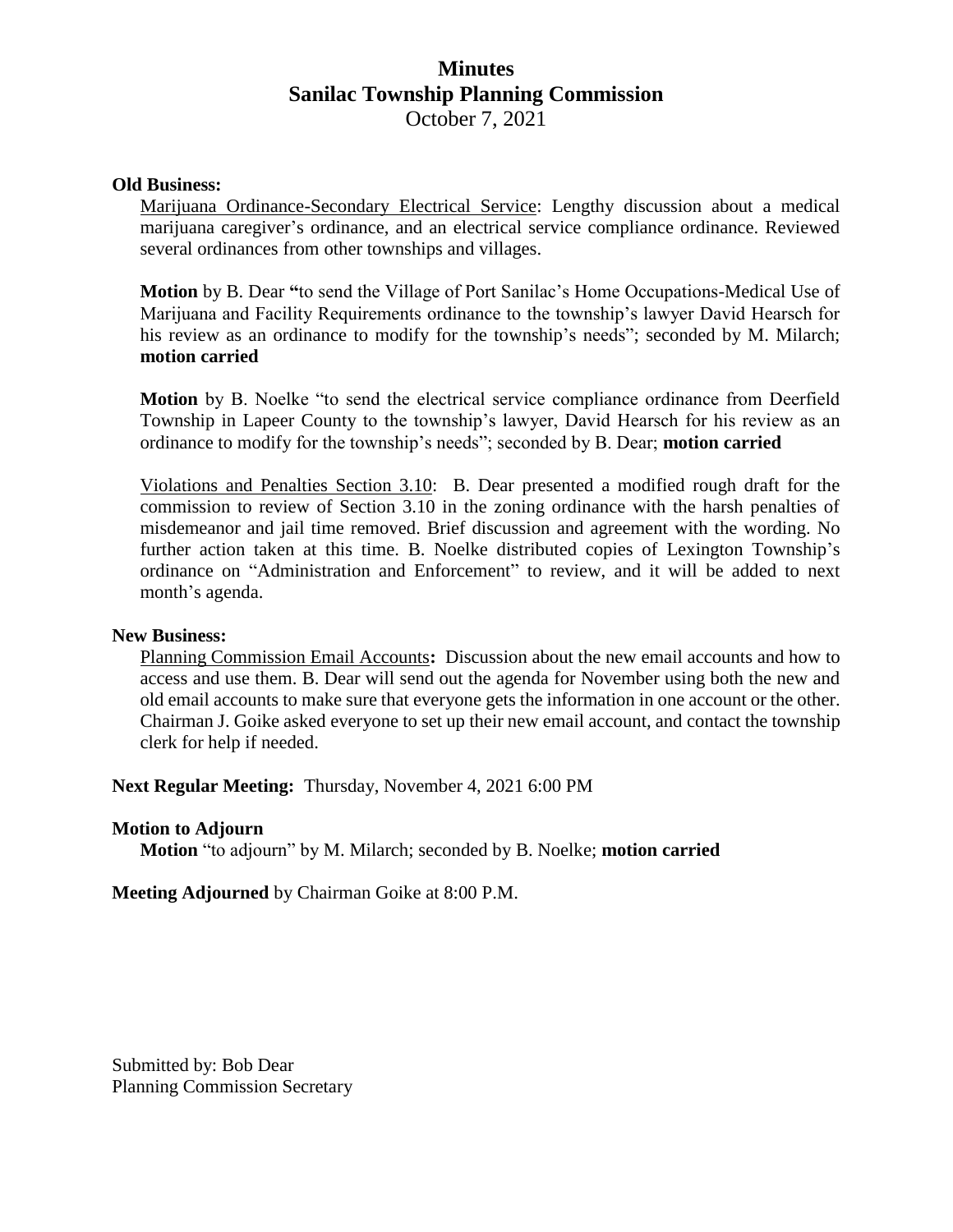# Minutes
## Sanilac Township Planning Commission
October 7, 2021

**Old Business:**

Marijuana Ordinance-Secondary Electrical Service: Lengthy discussion about a medical marijuana caregiver's ordinance, and an electrical service compliance ordinance. Reviewed several ordinances from other townships and villages.

**Motion** by B. Dear **"**to send the Village of Port Sanilac's Home Occupations-Medical Use of Marijuana and Facility Requirements ordinance to the township's lawyer David Hearsch for his review as an ordinance to modify for the township's needs"; seconded by M. Milarch; **motion carried**

**Motion** by B. Noelke "to send the electrical service compliance ordinance from Deerfield Township in Lapeer County to the township's lawyer, David Hearsch for his review as an ordinance to modify for the township's needs"; seconded by B. Dear; **motion carried**

Violations and Penalties Section 3.10: B. Dear presented a modified rough draft for the commission to review of Section 3.10 in the zoning ordinance with the harsh penalties of misdemeanor and jail time removed. Brief discussion and agreement with the wording. No further action taken at this time. B. Noelke distributed copies of Lexington Township's ordinance on "Administration and Enforcement" to review, and it will be added to next month's agenda.

**New Business:**

Planning Commission Email Accounts**:** Discussion about the new email accounts and how to access and use them. B. Dear will send out the agenda for November using both the new and old email accounts to make sure that everyone gets the information in one account or the other. Chairman J. Goike asked everyone to set up their new email account, and contact the township clerk for help if needed.

**Next Regular Meeting:** Thursday, November 4, 2021 6:00 PM

**Motion to Adjourn**

**Motion** "to adjourn" by M. Milarch; seconded by B. Noelke; **motion carried**

**Meeting Adjourned** by Chairman Goike at 8:00 P.M.

Submitted by: Bob Dear
Planning Commission Secretary